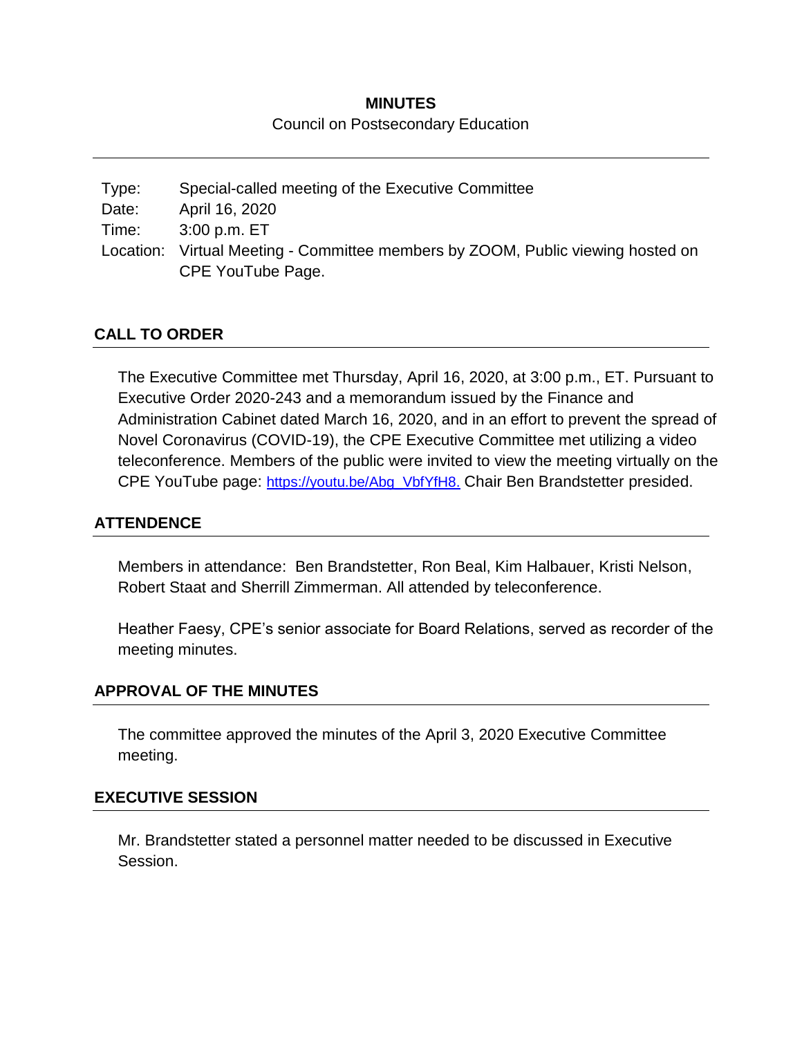**MINUTES**

Council on Postsecondary Education

---

| | |
|---|---|
| Type: | Special-called meeting of the Executive Committee |
| Date: | April 16, 2020 |
| Time: | 3:00 p.m. ET |
| Location: | Virtual Meeting - Committee members by ZOOM, Public viewing hosted on CPE YouTube Page. |

## CALL TO ORDER

The Executive Committee met Thursday, April 16, 2020, at 3:00 p.m., ET. Pursuant to Executive Order 2020-243 and a memorandum issued by the Finance and Administration Cabinet dated March 16, 2020, and in an effort to prevent the spread of Novel Coronavirus (COVID-19), the CPE Executive Committee met utilizing a video teleconference. Members of the public were invited to view the meeting virtually on the CPE YouTube page: https://youtu.be/Abg_VbfYfH8. Chair Ben Brandstetter presided.

## ATTENDENCE

Members in attendance: Ben Brandstetter, Ron Beal, Kim Halbauer, Kristi Nelson, Robert Staat and Sherrill Zimmerman. All attended by teleconference.

Heather Faesy, CPE's senior associate for Board Relations, served as recorder of the meeting minutes.

## APPROVAL OF THE MINUTES

The committee approved the minutes of the April 3, 2020 Executive Committee meeting.

## EXECUTIVE SESSION

Mr. Brandstetter stated a personnel matter needed to be discussed in Executive Session.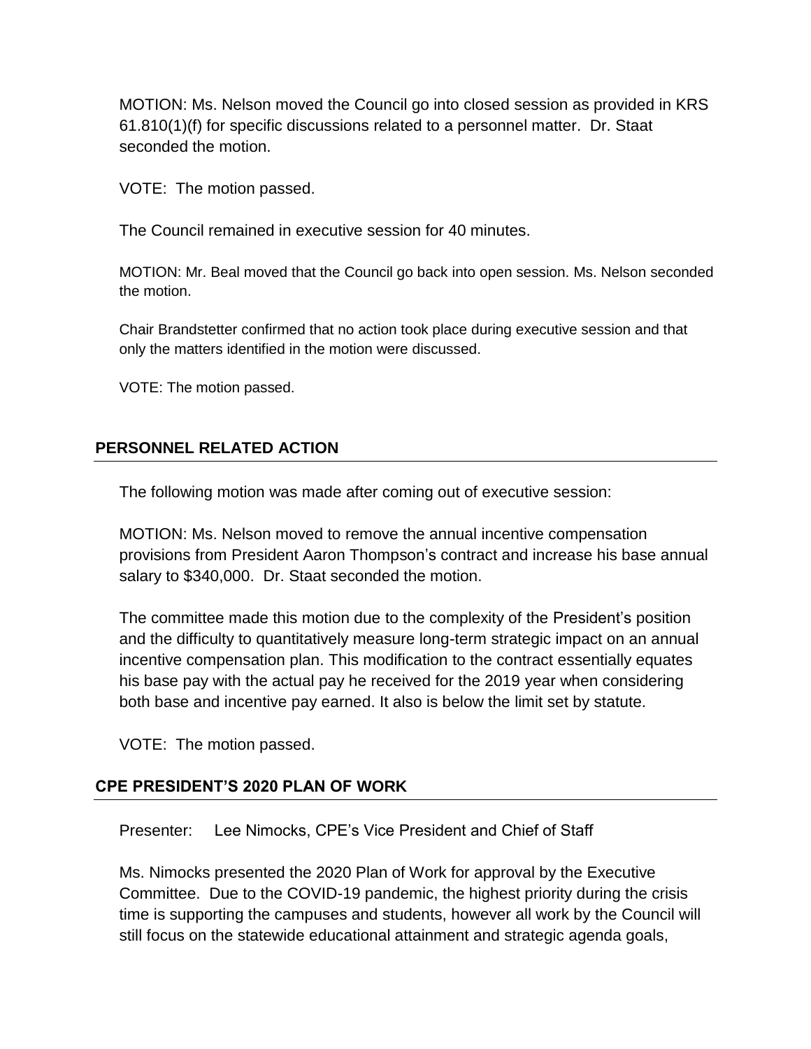MOTION: Ms. Nelson moved the Council go into closed session as provided in KRS 61.810(1)(f) for specific discussions related to a personnel matter. Dr. Staat seconded the motion.

VOTE: The motion passed.

The Council remained in executive session for 40 minutes.

MOTION: Mr. Beal moved that the Council go back into open session. Ms. Nelson seconded the motion.

Chair Brandstetter confirmed that no action took place during executive session and that only the matters identified in the motion were discussed.

VOTE: The motion passed.

## PERSONNEL RELATED ACTION

The following motion was made after coming out of executive session:

MOTION: Ms. Nelson moved to remove the annual incentive compensation provisions from President Aaron Thompson's contract and increase his base annual salary to $340,000. Dr. Staat seconded the motion.

The committee made this motion due to the complexity of the President's position and the difficulty to quantitatively measure long-term strategic impact on an annual incentive compensation plan. This modification to the contract essentially equates his base pay with the actual pay he received for the 2019 year when considering both base and incentive pay earned. It also is below the limit set by statute.

VOTE: The motion passed.

## CPE PRESIDENT'S 2020 PLAN OF WORK

Presenter: Lee Nimocks, CPE's Vice President and Chief of Staff

Ms. Nimocks presented the 2020 Plan of Work for approval by the Executive Committee. Due to the COVID-19 pandemic, the highest priority during the crisis time is supporting the campuses and students, however all work by the Council will still focus on the statewide educational attainment and strategic agenda goals,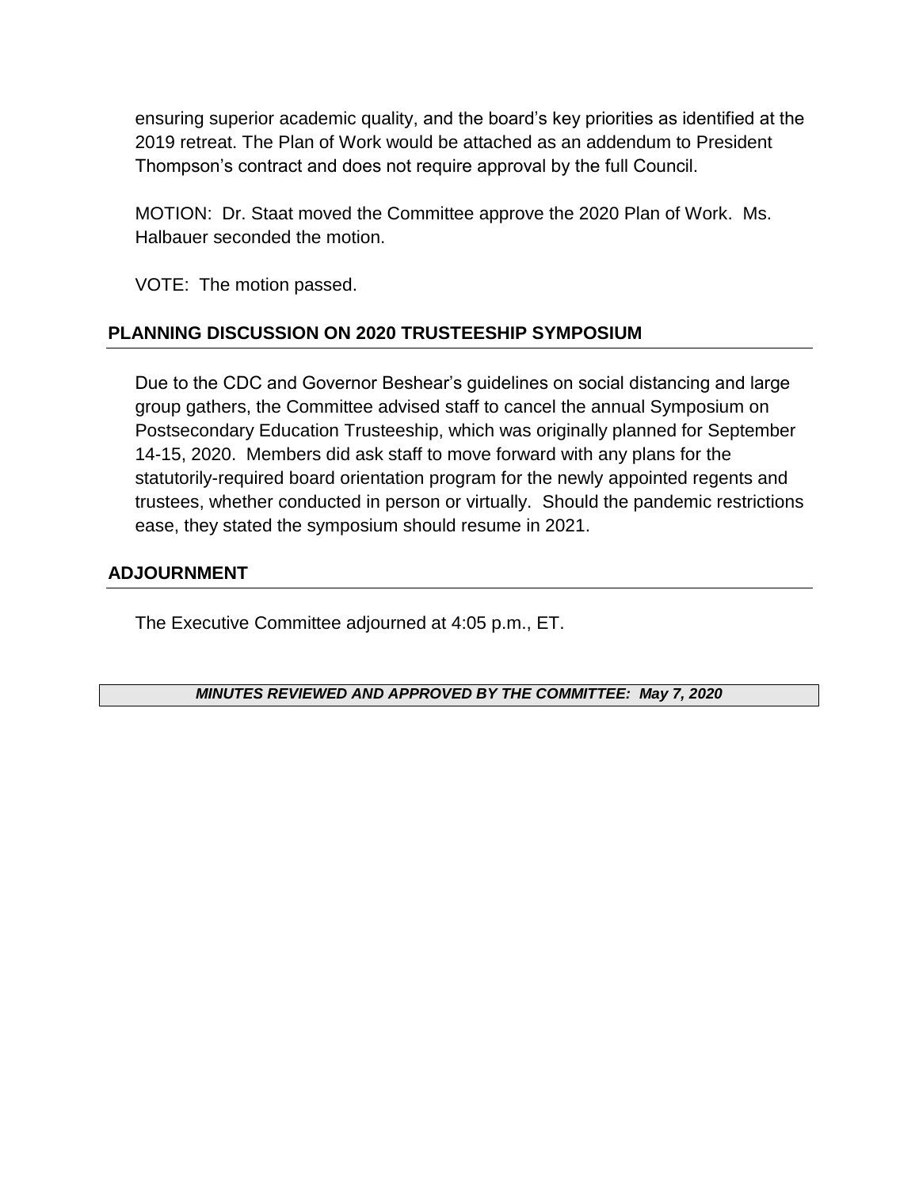ensuring superior academic quality, and the board's key priorities as identified at the 2019 retreat. The Plan of Work would be attached as an addendum to President Thompson's contract and does not require approval by the full Council.

MOTION: Dr. Staat moved the Committee approve the 2020 Plan of Work. Ms. Halbauer seconded the motion.

VOTE: The motion passed.

## PLANNING DISCUSSION ON 2020 TRUSTEESHIP SYMPOSIUM

Due to the CDC and Governor Beshear's guidelines on social distancing and large group gathers, the Committee advised staff to cancel the annual Symposium on Postsecondary Education Trusteeship, which was originally planned for September 14-15, 2020. Members did ask staff to move forward with any plans for the statutorily-required board orientation program for the newly appointed regents and trustees, whether conducted in person or virtually. Should the pandemic restrictions ease, they stated the symposium should resume in 2021.

## ADJOURNMENT

The Executive Committee adjourned at 4:05 p.m., ET.

***MINUTES REVIEWED AND APPROVED BY THE COMMITTEE: May 7, 2020***